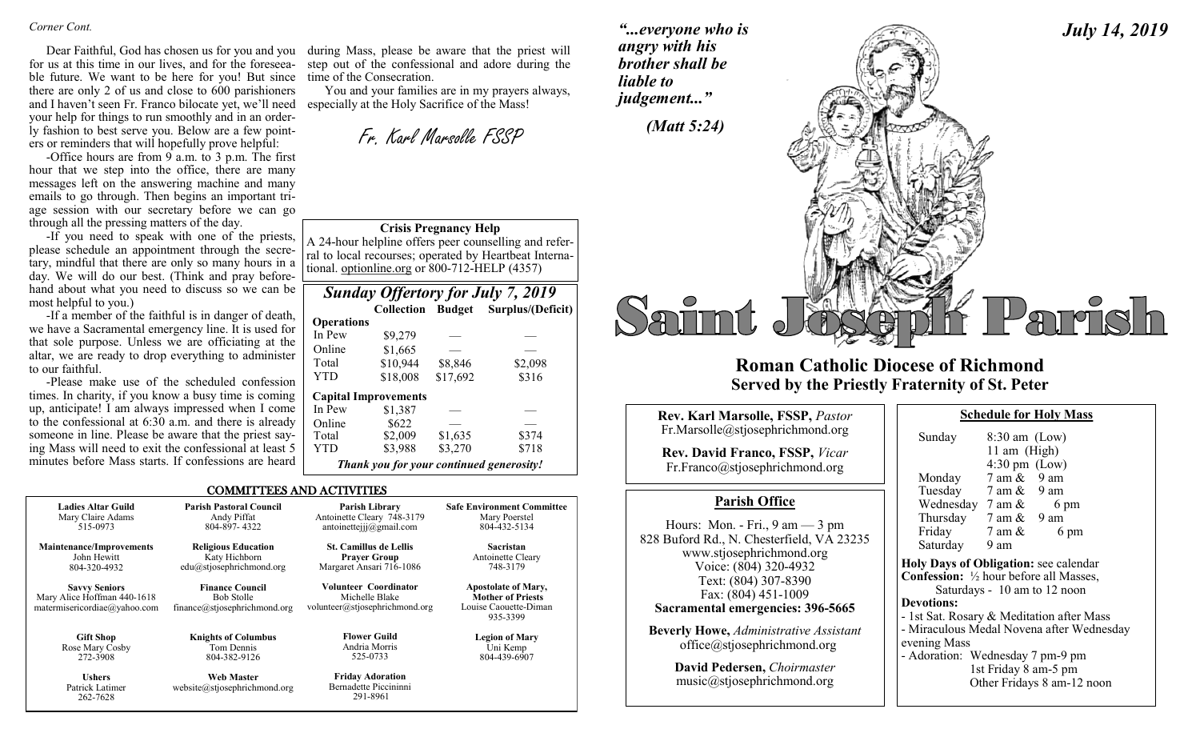*Corner Cont.*

Dear Faithful, God has chosen us for you and you for us at this time in our lives, and for the foreseeable future. We want to be here for you! But since there are only 2 of us and close to 600 parishioners and I haven't seen Fr. Franco bilocate yet, we'll need your help for things to run smoothly and in an orderly fashion to best serve you. Below are a few pointers or reminders that will hopefully prove helpful:

-Office hours are from 9 a.m. to 3 p.m. The first hour that we step into the office, there are many messages left on the answering machine and many emails to go through. Then begins an important triage session with our secretary before we can go through all the pressing matters of the day.

-If you need to speak with one of the priests, please schedule an appointment through the secretary, mindful that there are only so many hours in a day. We will do our best. (Think and pray beforehand about what you need to discuss so we can be most helpful to you.)

-If a member of the faithful is in danger of death, we have a Sacramental emergency line. It is used for that sole purpose. Unless we are officiating at the altar, we are ready to drop everything to administer to our faithful.

-Please make use of the scheduled confession times. In charity, if you know a busy time is coming up, anticipate! I am always impressed when I come to the confessional at 6:30 a.m. and there is already someone in line. Please be aware that the priest saying Mass will need to exit the confessional at least 5 minutes before Mass starts. If confessions are heard during Mass, please be aware that the priest will step out of the confessional and adore during the time of the Consecration.

You and your families are in my prayers always, especially at the Holy Sacrifice of the Mass!

*Fr. Karl Marsolle FSSP*

**Crisis Pregnancy Help**
A 24-hour helpline offers peer counselling and referral to local recourses; operated by Heartbeat International. optionline.org or 800-712-HELP (4357)

### *Sunday Offertory for July 7, 2019*

| | Collection | Budget | Surplus/(Deficit) |
|---|---|---|---|
| **Operations** | | | |
| In Pew | $9,279 | — | — |
| Online | $1,665 | — | — |
| Total | $10,944 | $8,846 | $2,098 |
| YTD | $18,008 | $17,692 | $316 |
| **Capital Improvements** | | | |
| In Pew | $1,387 | — | — |
| Online | $622 | — | — |
| Total | $2,009 | $1,635 | $374 |
| YTD | $3,988 | $3,270 | $718 |

***Thank you for your continued generosity!***

## COMMITTEES AND ACTIVITIES

| | | | |
|---|---|---|---|
| **Ladies Altar Guild**<br>Mary Claire Adams<br>515-0973 | **Parish Pastoral Council**<br>Andy Piffat<br>804-897- 4322 | **Parish Library**<br>Antoinette Cleary 748-3179<br>antoinettejjj@gmail.com | **Safe Environment Committee**<br>Mary Poerstel<br>804-432-5134 |
| **Maintenance/Improvements**<br>John Hewitt<br>804-320-4932 | **Religious Education**<br>Katy Hichborn<br>edu@stjosephrichmond.org | **St. Camillus de Lellis Prayer Group**<br>Margaret Ansari 716-1086 | **Sacristan**<br>Antoinette Cleary<br>748-3179 |
| **Savvy Seniors**<br>Mary Alice Hoffman 440-1618<br>matermisericordiae@yahoo.com | **Finance Council**<br>Bob Stolle<br>finance@stjosephrichmond.org | **Volunteer Coordinator**<br>Michelle Blake<br>volunteer@stjosephrichmond.org | **Apostolate of Mary, Mother of Priests**<br>Louise Caouette-Diman<br>935-3399 |
| **Gift Shop**<br>Rose Mary Cosby<br>272-3908 | **Knights of Columbus**<br>Tom Dennis<br>804-382-9126 | **Flower Guild**<br>Andria Morris<br>525-0733 | **Legion of Mary**<br>Uni Kemp<br>804-439-6907 |
| **Ushers**<br>Patrick Latimer<br>262-7628 | **Web Master**<br>website@stjosephrichmond.org | **Friday Adoration**<br>Bernadette Piccininni<br>291-8961 | |

***"...everyone who is angry with his brother shall be liable to judgement..."***

***(Matt 5:24)***

***July 14, 2019***

# Saint Joseph Parish

## Roman Catholic Diocese of Richmond
## Served by the Priestly Fraternity of St. Peter

**Rev. Karl Marsolle, FSSP,** *Pastor*
Fr.Marsolle@stjosephrichmond.org

**Rev. David Franco, FSSP,** *Vicar*
Fr.Franco@stjosephrichmond.org

### Parish Office

Hours: Mon. - Fri., 9 am — 3 pm
828 Buford Rd., N. Chesterfield, VA 23235
www.stjosephrichmond.org
Voice: (804) 320-4932
Text: (804) 307-8390
Fax: (804) 451-1009
**Sacramental emergencies: 396-5665**

**Beverly Howe,** *Administrative Assistant*
office@stjosephrichmond.org

**David Pedersen,** *Choirmaster*
music@stjosephrichmond.org

### Schedule for Holy Mass

| | |
|---|---|
| Sunday | 8:30 am (Low)<br>11 am (High)<br>4:30 pm (Low) |
| Monday | 7 am & 9 am |
| Tuesday | 7 am & 9 am |
| Wednesday | 7 am & 6 pm |
| Thursday | 7 am & 9 am |
| Friday | 7 am & 6 pm |
| Saturday | 9 am |

**Holy Days of Obligation:** see calendar
**Confession:** ½ hour before all Masses, Saturdays - 10 am to 12 noon
**Devotions:**
- 1st Sat. Rosary & Meditation after Mass
- Miraculous Medal Novena after Wednesday evening Mass
- Adoration: Wednesday 7 pm-9 pm
  1st Friday 8 am-5 pm
  Other Fridays 8 am-12 noon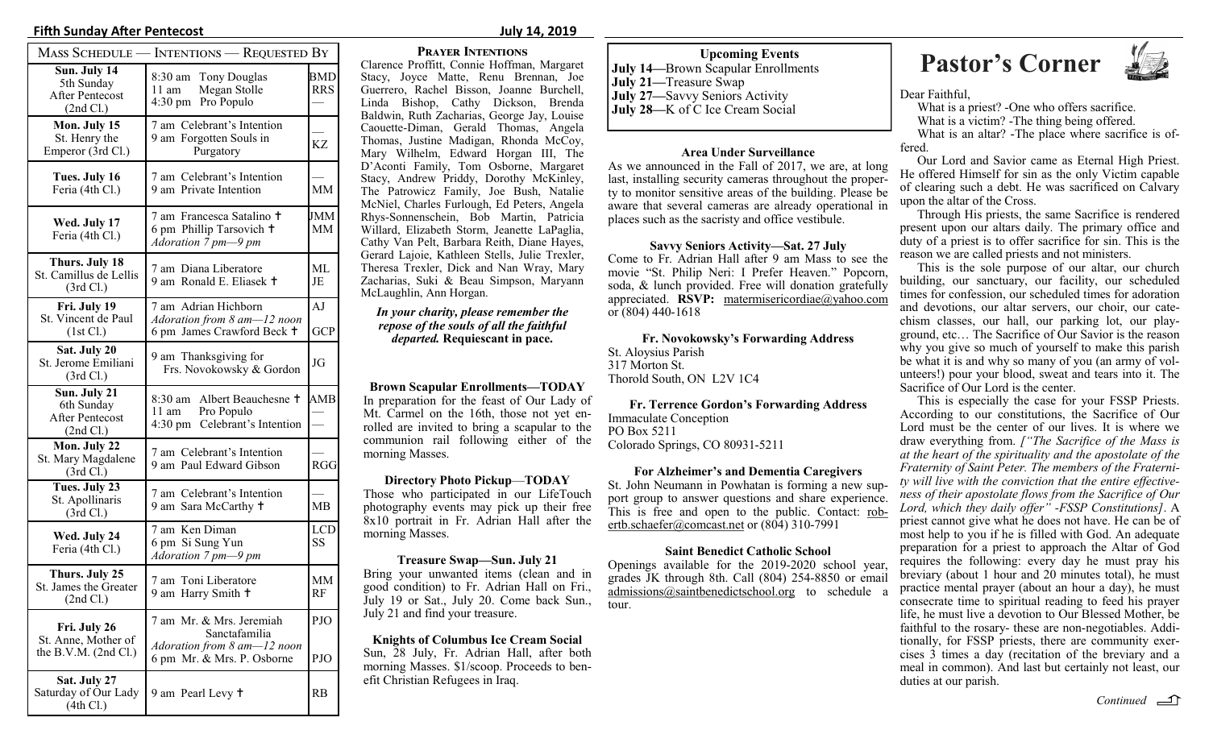# Mass Schedule — Intentions — Requested By

| | | |
|---|---|---|
| **Sun. July 14** 5th Sunday After Pentecost (2nd Cl.) | 8:30 am Tony Douglas<br>11 am Megan Stolle<br>4:30 pm Pro Populo | BMD<br>RRS<br>— |
| **Mon. July 15** St. Henry the Emperor (3rd Cl.) | 7 am Celebrant's Intention<br>9 am Forgotten Souls in Purgatory | —<br>KZ |
| **Tues. July 16** Feria (4th Cl.) | 7 am Celebrant's Intention<br>9 am Private Intention | —<br>MM |
| **Wed. July 17** Feria (4th Cl.) | 7 am Francesca Satalino ✝<br>6 pm Phillip Tarsovich ✝<br>*Adoration 7 pm—9 pm* | JMM<br>MM |
| **Thurs. July 18** St. Camillus de Lellis (3rd Cl.) | 7 am Diana Liberatore<br>9 am Ronald E. Eliasek ✝ | ML<br>JE |
| **Fri. July 19** St. Vincent de Paul (1st Cl.) | 7 am Adrian Hichborn<br>*Adoration from 8 am—12 noon*<br>6 pm James Crawford Beck ✝ | AJ<br>GCP |
| **Sat. July 20** St. Jerome Emiliani (3rd Cl.) | 9 am Thanksgiving for Frs. Novokowsky & Gordon | JG |
| **Sun. July 21** 6th Sunday After Pentecost (2nd Cl.) | 8:30 am Albert Beauchesne ✝<br>11 am Pro Populo<br>4:30 pm Celebrant's Intention | AMB<br>—<br>— |
| **Mon. July 22** St. Mary Magdalene (3rd Cl.) | 7 am Celebrant's Intention<br>9 am Paul Edward Gibson | —<br>RGG |
| **Tues. July 23** St. Apollinaris (3rd Cl.) | 7 am Celebrant's Intention<br>9 am Sara McCarthy ✝ | —<br>MB |
| **Wed. July 24** Feria (4th Cl.) | 7 am Ken Diman<br>6 pm Si Sung Yun<br>*Adoration 7 pm—9 pm* | LCD<br>SS |
| **Thurs. July 25** St. James the Greater (2nd Cl.) | 7 am Toni Liberatore<br>9 am Harry Smith ✝ | MM<br>RF |
| **Fri. July 26** St. Anne, Mother of the B.V.M. (2nd Cl.) | 7 am Mr. & Mrs. Jeremiah Sanctafamilia<br>*Adoration from 8 am—12 noon*<br>6 pm Mr. & Mrs. P. Osborne | PJO<br>PJO |
| **Sat. July 27** Saturday of Our Lady (4th Cl.) | 9 am Pearl Levy ✝ | RB |

## Prayer Intentions

Clarence Proffitt, Connie Hoffman, Margaret Stacy, Joyce Matte, Renu Brennan, Joe Guerrero, Rachel Bisson, Joanne Burchell, Linda Bishop, Cathy Dickson, Brenda Baldwin, Ruth Zacharias, George Jay, Louise Caouette-Diman, Gerald Thomas, Angela Thomas, Justine Madigan, Rhonda McCoy, Mary Wilhelm, Edward Horgan III, The D'Aconti Family, Tom Osborne, Margaret Stacy, Andrew Priddy, Dorothy McKinley, The Patrowicz Family, Joe Bush, Natalie McNiel, Charles Furlough, Ed Peters, Angela Rhys-Sonnenschein, Bob Martin, Patricia Willard, Elizabeth Storm, Jeanette LaPaglia, Cathy Van Pelt, Barbara Reith, Diane Hayes, Gerard Lajoie, Kathleen Stells, Julie Trexler, Theresa Trexler, Dick and Nan Wray, Mary Zacharias, Suki & Beau Simpson, Maryann McLaughlin, Ann Horgan.

***In your charity, please remember the repose of the souls of all the faithful departed.* Requiescant in pace.**

### Brown Scapular Enrollments—TODAY

In preparation for the feast of Our Lady of Mt. Carmel on the 16th, those not yet enrolled are invited to bring a scapular to the communion rail following either of the morning Masses.

### Directory Photo Pickup—TODAY

Those who participated in our LifeTouch photography events may pick up their free 8x10 portrait in Fr. Adrian Hall after the morning Masses.

### Treasure Swap—Sun. July 21

Bring your unwanted items (clean and in good condition) to Fr. Adrian Hall on Fri., July 19 or Sat., July 20. Come back Sun., July 21 and find your treasure.

### Knights of Columbus Ice Cream Social

Sun, 28 July, Fr. Adrian Hall, after both morning Masses. $1/scoop. Proceeds to benefit Christian Refugees in Iraq.

### Upcoming Events

**July 14—**Brown Scapular Enrollments
**July 21—**Treasure Swap
**July 27—**Savvy Seniors Activity
**July 28—**K of C Ice Cream Social

### Area Under Surveillance

As we announced in the Fall of 2017, we are, at long last, installing security cameras throughout the property to monitor sensitive areas of the building. Please be aware that several cameras are already operational in places such as the sacristy and office vestibule.

### Savvy Seniors Activity—Sat. 27 July

Come to Fr. Adrian Hall after 9 am Mass to see the movie "St. Philip Neri: I Prefer Heaven." Popcorn, soda, & lunch provided. Free will donation gratefully appreciated. **RSVP:** matermisericordiae@yahoo.com or (804) 440-1618

### Fr. Novokowsky's Forwarding Address

St. Aloysius Parish
317 Morton St.
Thorold South, ON L2V 1C4

### Fr. Terrence Gordon's Forwarding Address

Immaculate Conception
PO Box 5211
Colorado Springs, CO 80931-5211

### For Alzheimer's and Dementia Caregivers

St. John Neumann in Powhatan is forming a new support group to answer questions and share experience. This is free and open to the public. Contact: robertb.schaefer@comcast.net or (804) 310-7991

### Saint Benedict Catholic School

Openings available for the 2019-2020 school year, grades JK through 8th. Call (804) 254-8850 or email admissions@saintbenedictschool.org to schedule a tour.

# Pastor's Corner

Dear Faithful,

What is a priest? -One who offers sacrifice.

What is a victim? -The thing being offered.

What is an altar? -The place where sacrifice is offered.

Our Lord and Savior came as Eternal High Priest. He offered Himself for sin as the only Victim capable of clearing such a debt. He was sacrificed on Calvary upon the altar of the Cross.

Through His priests, the same Sacrifice is rendered present upon our altars daily. The primary office and duty of a priest is to offer sacrifice for sin. This is the reason we are called priests and not ministers.

This is the sole purpose of our altar, our church building, our sanctuary, our facility, our scheduled times for confession, our scheduled times for adoration and devotions, our altar servers, our choir, our catechism classes, our hall, our parking lot, our playground, etc… The Sacrifice of Our Savior is the reason why you give so much of yourself to make this parish be what it is and why so many of you (an army of volunteers!) pour your blood, sweat and tears into it. The Sacrifice of Our Lord is the center.

This is especially the case for your FSSP Priests. According to our constitutions, the Sacrifice of Our Lord must be the center of our lives. It is where we draw everything from. *["The Sacrifice of the Mass is at the heart of the spirituality and the apostolate of the Fraternity of Saint Peter. The members of the Fraternity will live with the conviction that the entire effectiveness of their apostolate flows from the Sacrifice of Our Lord, which they daily offer" -FSSP Constitutions]*. A priest cannot give what he does not have. He can be of most help to you if he is filled with God. An adequate preparation for a priest to approach the Altar of God requires the following: every day he must pray his breviary (about 1 hour and 20 minutes total), he must practice mental prayer (about an hour a day), he must consecrate time to spiritual reading to feed his prayer life, he must live a devotion to Our Blessed Mother, be faithful to the rosary- these are non-negotiables. Additionally, for FSSP priests, there are community exercises 3 times a day (recitation of the breviary and a meal in common). And last but certainly not least, our duties at our parish.

*Continued*